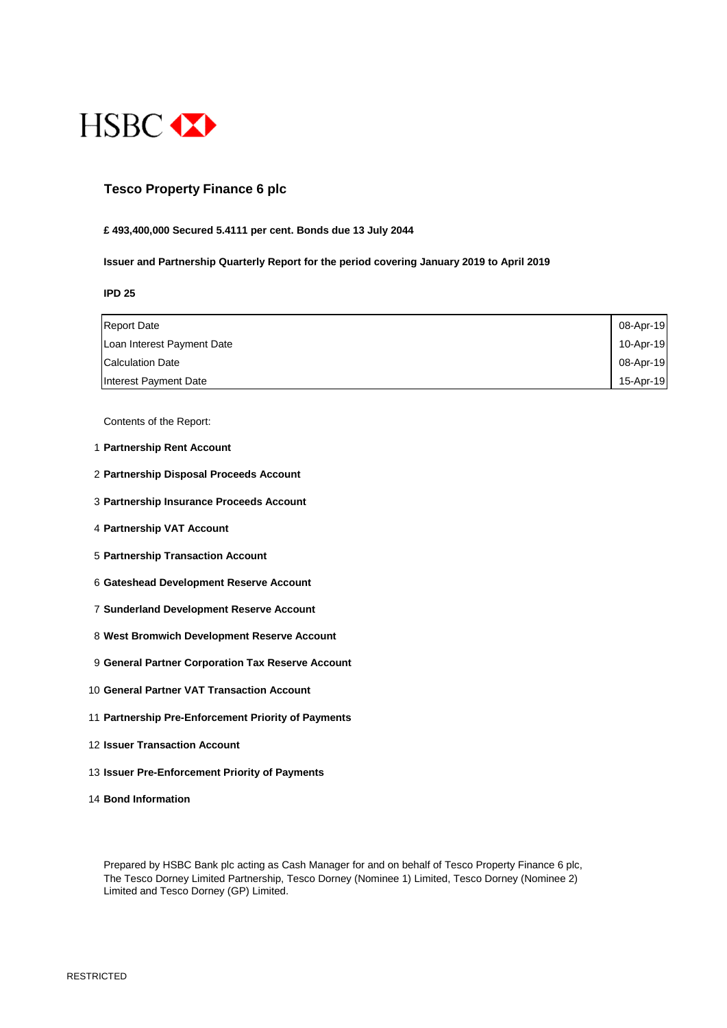HSBC

# Tesco Property Finance 6 plc

**£ 493,400,000 Secured 5.4111 per cent. Bonds due 13 July 2044**

**Issuer and Partnership Quarterly Report for the period covering January 2019 to April 2019**

**IPD 25**

| | |
|---|---|
| Report Date | 08-Apr-19 |
| Loan Interest Payment Date | 10-Apr-19 |
| Calculation Date | 08-Apr-19 |
| Interest Payment Date | 15-Apr-19 |

Contents of the Report:

1. **Partnership Rent Account**
2. **Partnership Disposal Proceeds Account**
3. **Partnership Insurance Proceeds Account**
4. **Partnership VAT Account**
5. **Partnership Transaction Account**
6. **Gateshead Development Reserve Account**
7. **Sunderland Development Reserve Account**
8. **West Bromwich Development Reserve Account**
9. **General Partner Corporation Tax Reserve Account**
10. **General Partner VAT Transaction Account**
11. **Partnership Pre-Enforcement Priority of Payments**
12. **Issuer Transaction Account**
13. **Issuer Pre-Enforcement Priority of Payments**
14. **Bond Information**

Prepared by HSBC Bank plc acting as Cash Manager for and on behalf of Tesco Property Finance 6 plc, The Tesco Dorney Limited Partnership, Tesco Dorney (Nominee 1) Limited, Tesco Dorney (Nominee 2) Limited and Tesco Dorney (GP) Limited.

RESTRICTED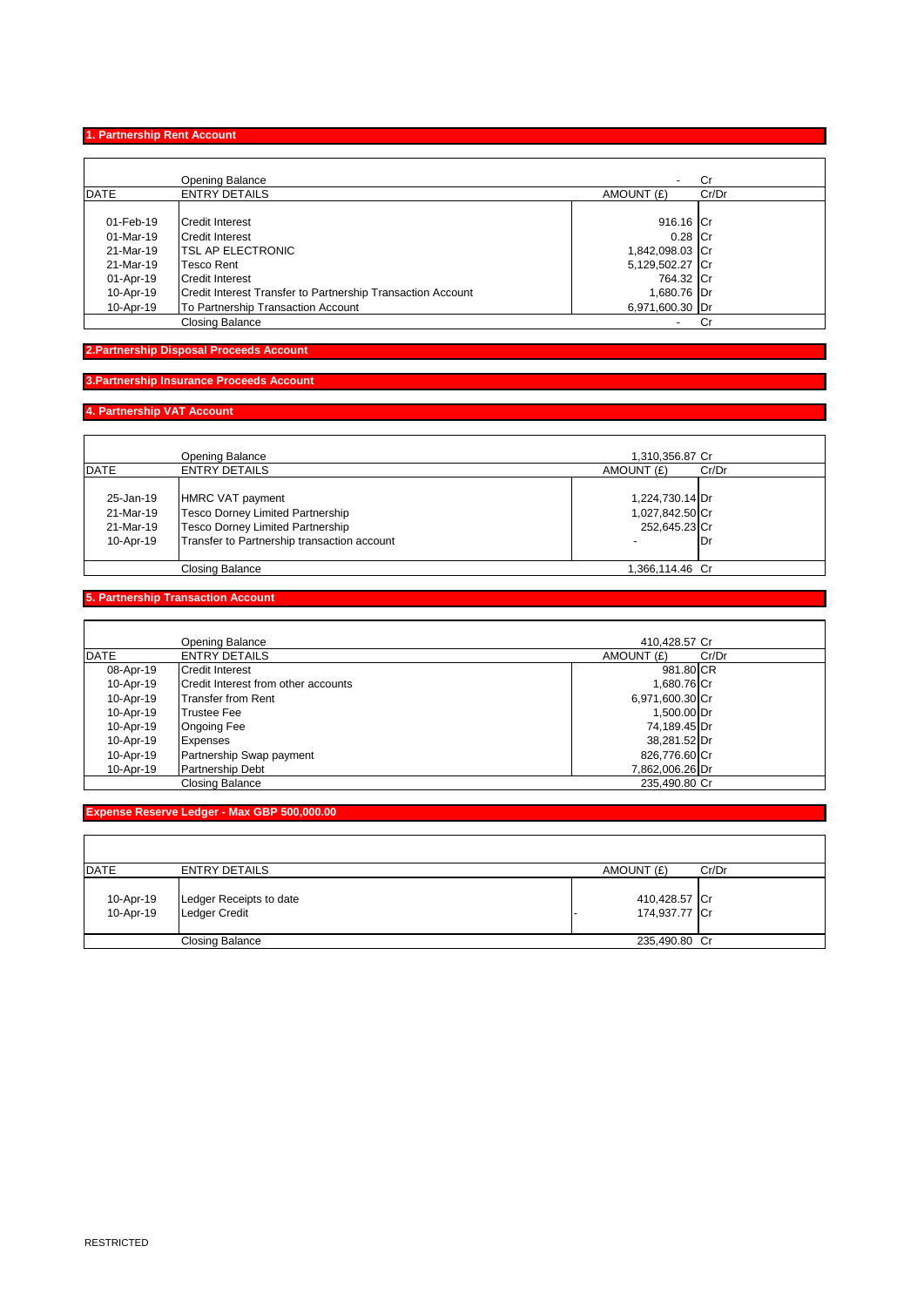## 1. Partnership Rent Account

| DATE | ENTRY DETAILS | AMOUNT (£) | Cr/Dr |
|---|---|---|---|
| | Opening Balance | - | Cr |
| 01-Feb-19 | Credit Interest | 916.16 | Cr |
| 01-Mar-19 | Credit Interest | 0.28 | Cr |
| 21-Mar-19 | TSL AP ELECTRONIC | 1,842,098.03 | Cr |
| 21-Mar-19 | Tesco Rent | 5,129,502.27 | Cr |
| 01-Apr-19 | Credit Interest | 764.32 | Cr |
| 10-Apr-19 | Credit Interest Transfer to Partnership Transaction Account | 1,680.76 | Dr |
| 10-Apr-19 | To Partnership Transaction Account | 6,971,600.30 | Dr |
| | Closing Balance | - | Cr |

## 2.Partnership Disposal Proceeds Account

## 3.Partnership Insurance Proceeds Account

## 4. Partnership VAT Account

| DATE | ENTRY DETAILS | AMOUNT (£) | Cr/Dr |
|---|---|---|---|
| | Opening Balance | 1,310,356.87 | Cr |
| 25-Jan-19 | HMRC VAT payment | 1,224,730.14 | Dr |
| 21-Mar-19 | Tesco Dorney Limited Partnership | 1,027,842.50 | Cr |
| 21-Mar-19 | Tesco Dorney Limited Partnership | 252,645.23 | Cr |
| 10-Apr-19 | Transfer to Partnership transaction account | - | Dr |
| | Closing Balance | 1,366,114.46 | Cr |

## 5. Partnership Transaction Account

| DATE | ENTRY DETAILS | AMOUNT (£) | Cr/Dr |
|---|---|---|---|
| | Opening Balance | 410,428.57 | Cr |
| 08-Apr-19 | Credit Interest | 981.80 | CR |
| 10-Apr-19 | Credit Interest from other accounts | 1,680.76 | Cr |
| 10-Apr-19 | Transfer from Rent | 6,971,600.30 | Cr |
| 10-Apr-19 | Trustee Fee | 1,500.00 | Dr |
| 10-Apr-19 | Ongoing Fee | 74,189.45 | Dr |
| 10-Apr-19 | Expenses | 38,281.52 | Dr |
| 10-Apr-19 | Partnership Swap payment | 826,776.60 | Cr |
| 10-Apr-19 | Partnership Debt | 7,862,006.26 | Dr |
| | Closing Balance | 235,490.80 | Cr |

## Expense Reserve Ledger - Max GBP 500,000.00

| DATE | ENTRY DETAILS | AMOUNT (£) | Cr/Dr |
|---|---|---|---|
| 10-Apr-19 | Ledger Receipts to date | 410,428.57 | Cr |
| 10-Apr-19 | Ledger Credit | - 174,937.77 | Cr |
| | Closing Balance | 235,490.80 | Cr |

RESTRICTED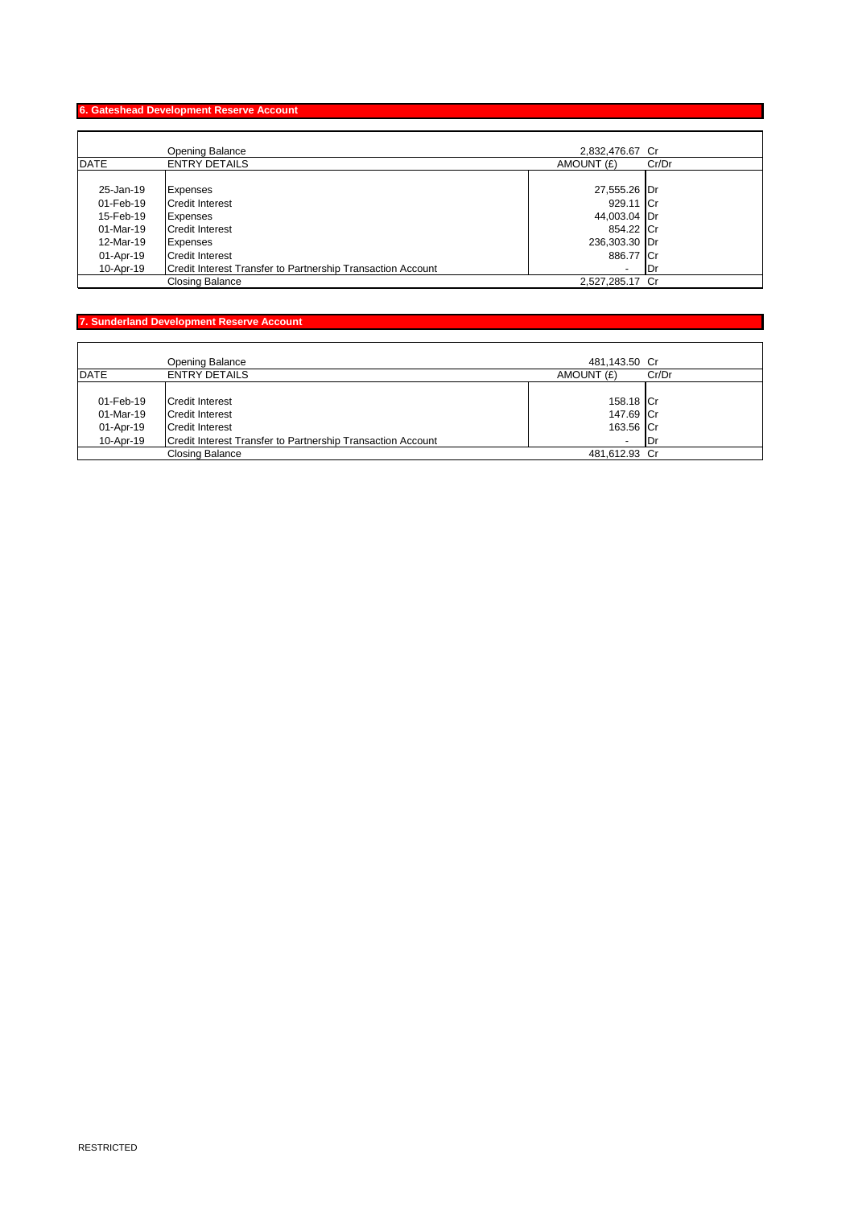## 6. Gateshead Development Reserve Account

| DATE | ENTRY DETAILS | AMOUNT (£) | Cr/Dr |
|---|---|---|---|
| | Opening Balance | 2,832,476.67 | Cr |
| 25-Jan-19 | Expenses | 27,555.26 | Dr |
| 01-Feb-19 | Credit Interest | 929.11 | Cr |
| 15-Feb-19 | Expenses | 44,003.04 | Dr |
| 01-Mar-19 | Credit Interest | 854.22 | Cr |
| 12-Mar-19 | Expenses | 236,303.30 | Dr |
| 01-Apr-19 | Credit Interest | 886.77 | Cr |
| 10-Apr-19 | Credit Interest Transfer to Partnership Transaction Account | - | Dr |
| | Closing Balance | 2,527,285.17 | Cr |

## 7. Sunderland Development Reserve Account

| DATE | ENTRY DETAILS | AMOUNT (£) | Cr/Dr |
|---|---|---|---|
| | Opening Balance | 481,143.50 | Cr |
| 01-Feb-19 | Credit Interest | 158.18 | Cr |
| 01-Mar-19 | Credit Interest | 147.69 | Cr |
| 01-Apr-19 | Credit Interest | 163.56 | Cr |
| 10-Apr-19 | Credit Interest Transfer to Partnership Transaction Account | - | Dr |
| | Closing Balance | 481,612.93 | Cr |

RESTRICTED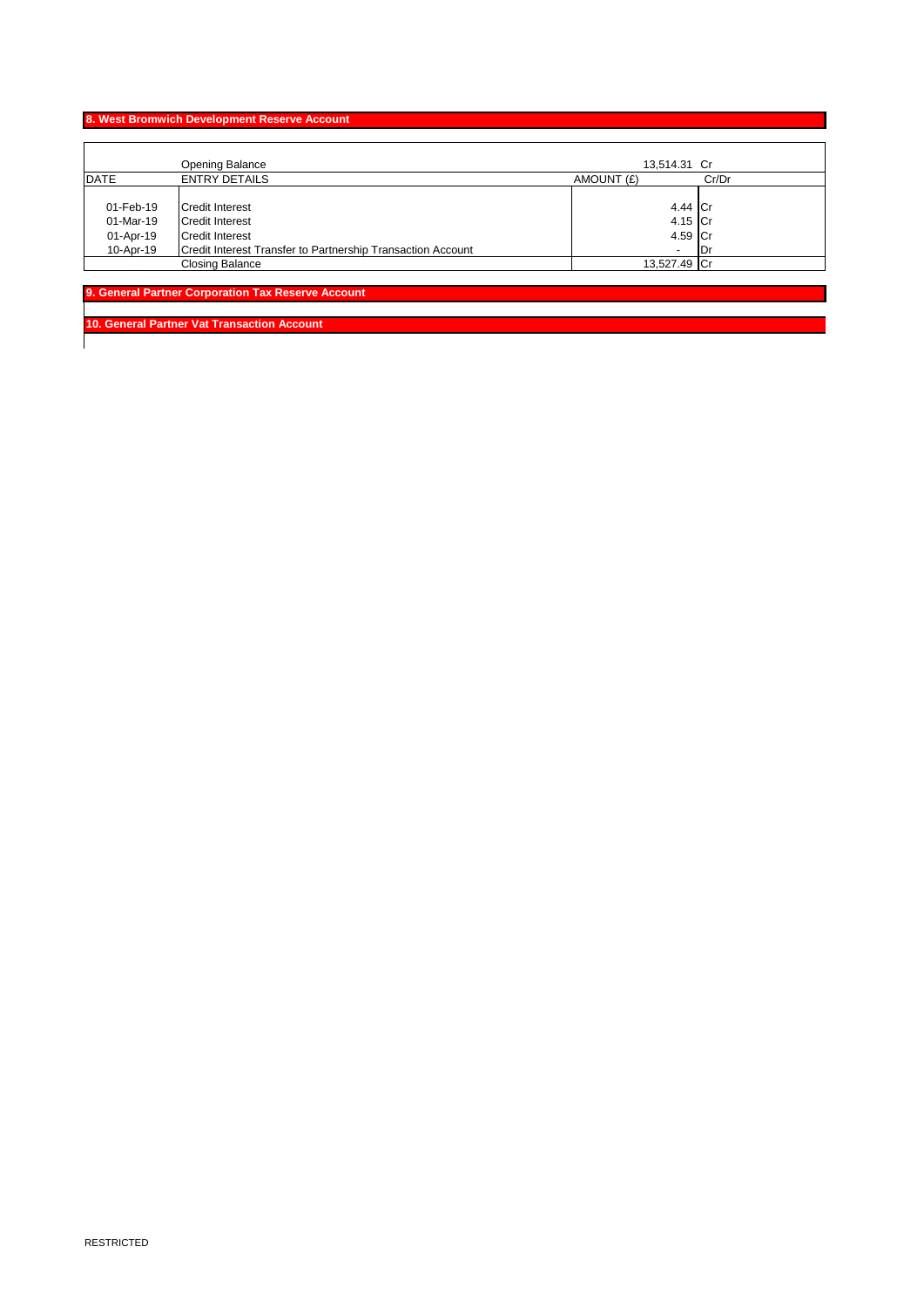## 8. West Bromwich Development Reserve Account

| DATE | ENTRY DETAILS | AMOUNT (£) | Cr/Dr |
|---|---|---|---|
| | Opening Balance | 13,514.31 | Cr |
| 01-Feb-19 | Credit Interest | 4.44 | Cr |
| 01-Mar-19 | Credit Interest | 4.15 | Cr |
| 01-Apr-19 | Credit Interest | 4.59 | Cr |
| 10-Apr-19 | Credit Interest Transfer to Partnership Transaction Account | - | Dr |
| | Closing Balance | 13,527.49 | Cr |

## 9. General Partner Corporation Tax Reserve Account

## 10. General Partner Vat Transaction Account

RESTRICTED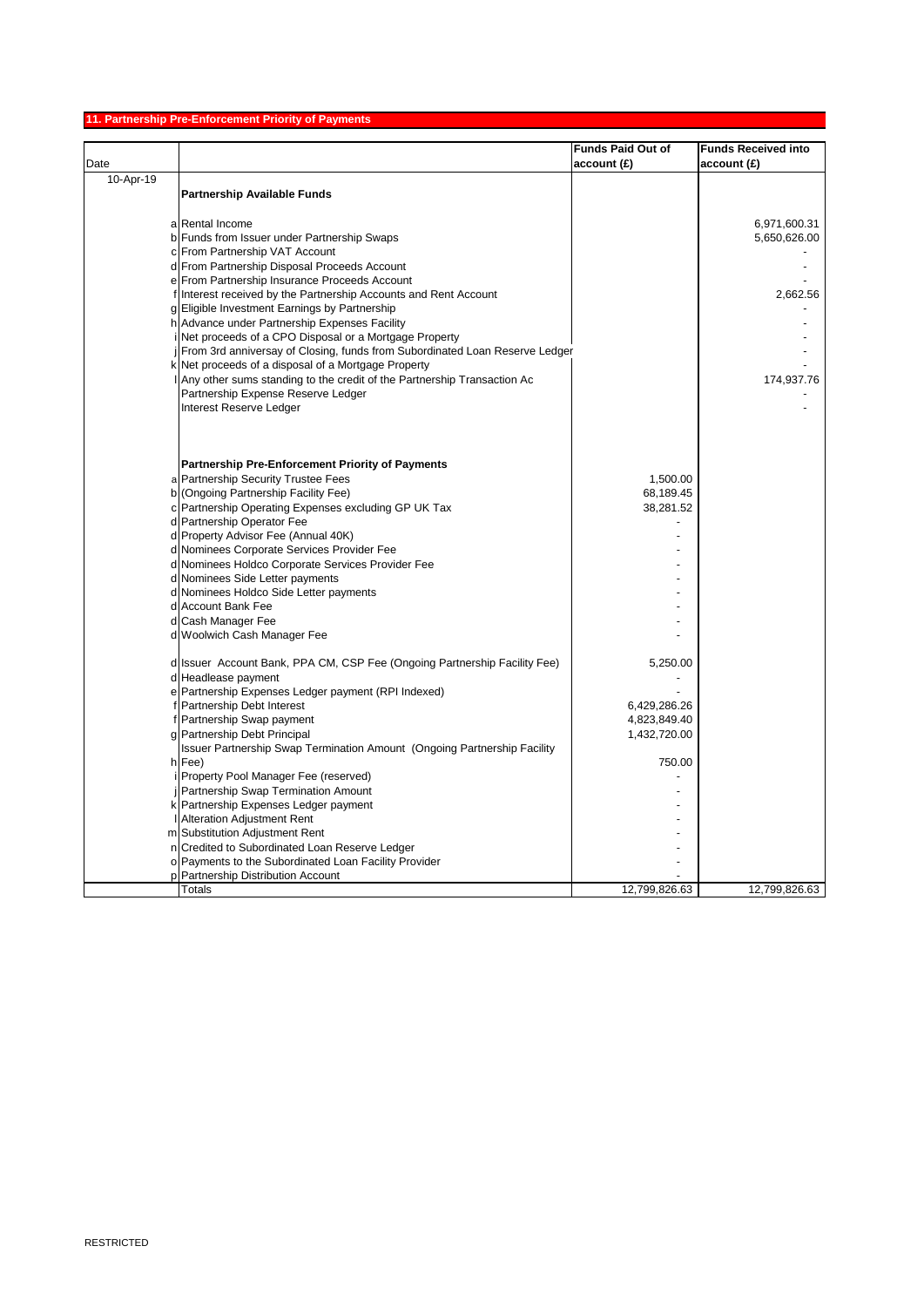## 11. Partnership Pre-Enforcement Priority of Payments

| Date | | | Funds Paid Out of account (£) | Funds Received into account (£) |
|---|---|---|---|---|
| 10-Apr-19 | | **Partnership Available Funds** | | |
| | a | Rental Income | | 6,971,600.31 |
| | b | Funds from Issuer under Partnership Swaps | | 5,650,626.00 |
| | c | From Partnership VAT Account | | - |
| | d | From Partnership Disposal Proceeds Account | | - |
| | e | From Partnership Insurance Proceeds Account | | - |
| | f | Interest received by the Partnership Accounts and Rent Account | | 2,662.56 |
| | g | Eligible Investment Earnings by Partnership | | - |
| | h | Advance under Partnership Expenses Facility | | - |
| | i | Net proceeds of a CPO Disposal or a Mortgage Property | | - |
| | j | From 3rd anniversay of Closing, funds from Subordinated Loan Reserve Ledger | | - |
| | k | Net proceeds of a disposal of a Mortgage Property | | - |
| | l | Any other sums standing to the credit of the Partnership Transaction Ac | | 174,937.76 |
| | | Partnership Expense Reserve Ledger | | - |
| | | Interest Reserve Ledger | | - |
| | | **Partnership Pre-Enforcement Priority of Payments** | | |
| | a | Partnership Security Trustee Fees | 1,500.00 | |
| | b | (Ongoing Partnership Facility Fee) | 68,189.45 | |
| | c | Partnership Operating Expenses excluding GP UK Tax | 38,281.52 | |
| | d | Partnership Operator Fee | - | |
| | d | Property Advisor Fee (Annual 40K) | - | |
| | d | Nominees Corporate Services Provider Fee | - | |
| | d | Nominees Holdco Corporate Services Provider Fee | - | |
| | d | Nominees Side Letter payments | - | |
| | d | Nominees Holdco Side Letter payments | - | |
| | d | Account Bank Fee | - | |
| | d | Cash Manager Fee | - | |
| | d | Woolwich Cash Manager Fee | - | |
| | d | Issuer Account Bank, PPA CM, CSP Fee (Ongoing Partnership Facility Fee) | 5,250.00 | |
| | d | Headlease payment | - | |
| | e | Partnership Expenses Ledger payment (RPI Indexed) | - | |
| | f | Partnership Debt Interest | 6,429,286.26 | |
| | f | Partnership Swap payment | 4,823,849.40 | |
| | g | Partnership Debt Principal | 1,432,720.00 | |
| | h | Issuer Partnership Swap Termination Amount (Ongoing Partnership Facility Fee) | 750.00 | |
| | i | Property Pool Manager Fee (reserved) | - | |
| | j | Partnership Swap Termination Amount | - | |
| | k | Partnership Expenses Ledger payment | - | |
| | l | Alteration Adjustment Rent | - | |
| | m | Substitution Adjustment Rent | - | |
| | n | Credited to Subordinated Loan Reserve Ledger | - | |
| | o | Payments to the Subordinated Loan Facility Provider | - | |
| | p | Partnership Distribution Account | - | |
| | | Totals | 12,799,826.63 | 12,799,826.63 |

RESTRICTED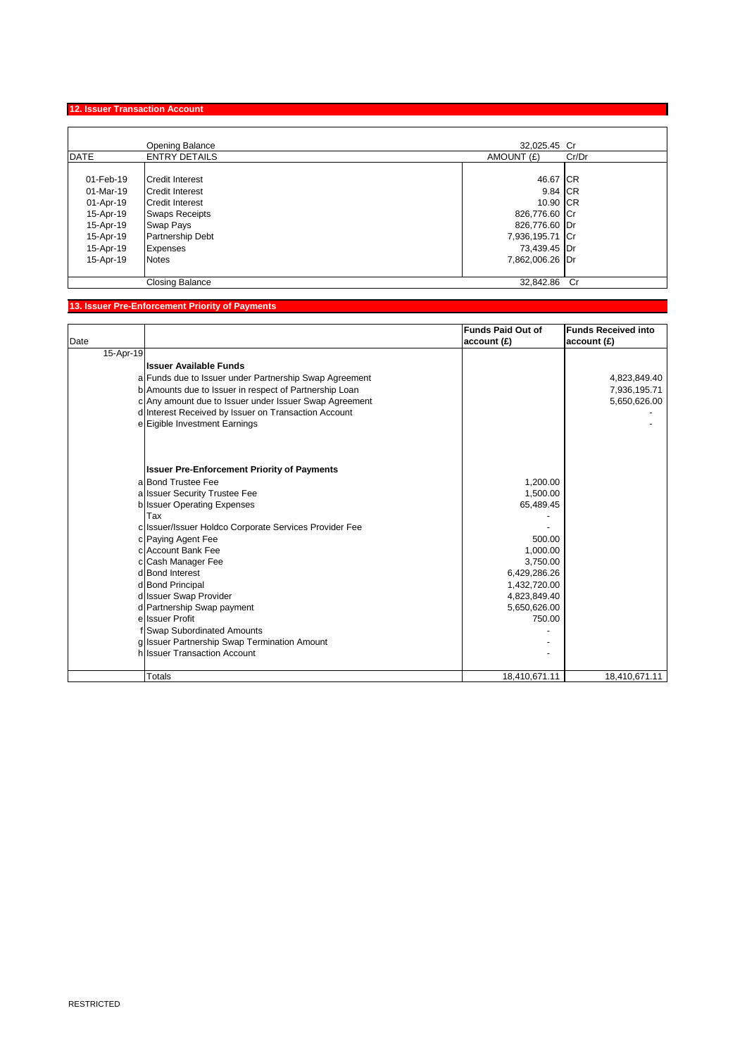## 12. Issuer Transaction Account

| DATE | ENTRY DETAILS | AMOUNT (£) | Cr/Dr |
|---|---|---|---|
| | Opening Balance | 32,025.45 | Cr |
| 01-Feb-19 | Credit Interest | 46.67 | CR |
| 01-Mar-19 | Credit Interest | 9.84 | CR |
| 01-Apr-19 | Credit Interest | 10.90 | CR |
| 15-Apr-19 | Swaps Receipts | 826,776.60 | Cr |
| 15-Apr-19 | Swap Pays | 826,776.60 | Dr |
| 15-Apr-19 | Partnership Debt | 7,936,195.71 | Cr |
| 15-Apr-19 | Expenses | 73,439.45 | Dr |
| 15-Apr-19 | Notes | 7,862,006.26 | Dr |
| | Closing Balance | 32,842.86 | Cr |

## 13. Issuer Pre-Enforcement Priority of Payments

| Date | | | Funds Paid Out of account (£) | Funds Received into account (£) |
|---|---|---|---|---|
| 15-Apr-19 | | | | |
| | | **Issuer Available Funds** | | |
| | a | Funds due to Issuer under Partnership Swap Agreement | | 4,823,849.40 |
| | b | Amounts due to Issuer in respect of Partnership Loan | | 7,936,195.71 |
| | c | Any amount due to Issuer under Issuer Swap Agreement | | 5,650,626.00 |
| | d | Interest Received by Issuer on Transaction Account | | - |
| | e | Eigible Investment Earnings | | - |
| | | **Issuer Pre-Enforcement Priority of Payments** | | |
| | a | Bond Trustee Fee | 1,200.00 | |
| | a | Issuer Security Trustee Fee | 1,500.00 | |
| | b | Issuer Operating Expenses | 65,489.45 | |
| | | Tax | - | |
| | c | Issuer/Issuer Holdco Corporate Services Provider Fee | - | |
| | c | Paying Agent Fee | 500.00 | |
| | c | Account Bank Fee | 1,000.00 | |
| | c | Cash Manager Fee | 3,750.00 | |
| | d | Bond Interest | 6,429,286.26 | |
| | d | Bond Principal | 1,432,720.00 | |
| | d | Issuer Swap Provider | 4,823,849.40 | |
| | d | Partnership Swap payment | 5,650,626.00 | |
| | e | Issuer Profit | 750.00 | |
| | f | Swap Subordinated Amounts | - | |
| | g | Issuer Partnership Swap Termination Amount | - | |
| | h | Issuer Transaction Account | - | |
| | | Totals | 18,410,671.11 | 18,410,671.11 |

RESTRICTED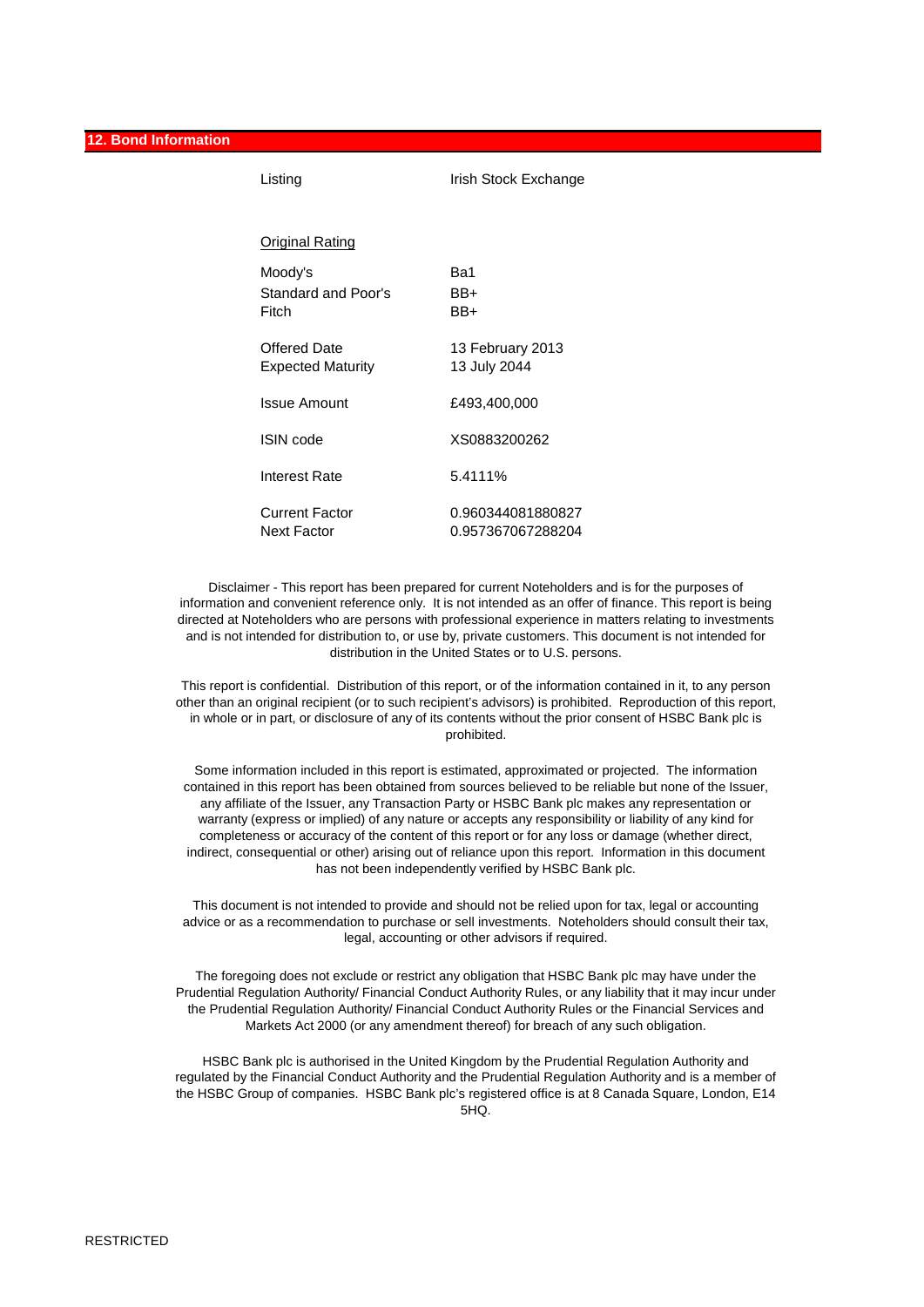## 12. Bond Information

| | |
|---|---|
| Listing | Irish Stock Exchange |
| **Original Rating** | |
| Moody's | Ba1 |
| Standard and Poor's | BB+ |
| Fitch | BB+ |
| Offered Date | 13 February 2013 |
| Expected Maturity | 13 July 2044 |
| Issue Amount | £493,400,000 |
| ISIN code | XS0883200262 |
| Interest Rate | 5.4111% |
| Current Factor | 0.960344081880827 |
| Next Factor | 0.957367067288204 |

Disclaimer - This report has been prepared for current Noteholders and is for the purposes of information and convenient reference only. It is not intended as an offer of finance. This report is being directed at Noteholders who are persons with professional experience in matters relating to investments and is not intended for distribution to, or use by, private customers. This document is not intended for distribution in the United States or to U.S. persons.

This report is confidential. Distribution of this report, or of the information contained in it, to any person other than an original recipient (or to such recipient's advisors) is prohibited. Reproduction of this report, in whole or in part, or disclosure of any of its contents without the prior consent of HSBC Bank plc is prohibited.

Some information included in this report is estimated, approximated or projected. The information contained in this report has been obtained from sources believed to be reliable but none of the Issuer, any affiliate of the Issuer, any Transaction Party or HSBC Bank plc makes any representation or warranty (express or implied) of any nature or accepts any responsibility or liability of any kind for completeness or accuracy of the content of this report or for any loss or damage (whether direct, indirect, consequential or other) arising out of reliance upon this report. Information in this document has not been independently verified by HSBC Bank plc.

This document is not intended to provide and should not be relied upon for tax, legal or accounting advice or as a recommendation to purchase or sell investments. Noteholders should consult their tax, legal, accounting or other advisors if required.

The foregoing does not exclude or restrict any obligation that HSBC Bank plc may have under the Prudential Regulation Authority/ Financial Conduct Authority Rules, or any liability that it may incur under the Prudential Regulation Authority/ Financial Conduct Authority Rules or the Financial Services and Markets Act 2000 (or any amendment thereof) for breach of any such obligation.

HSBC Bank plc is authorised in the United Kingdom by the Prudential Regulation Authority and regulated by the Financial Conduct Authority and the Prudential Regulation Authority and is a member of the HSBC Group of companies. HSBC Bank plc's registered office is at 8 Canada Square, London, E14 5HQ.

RESTRICTED